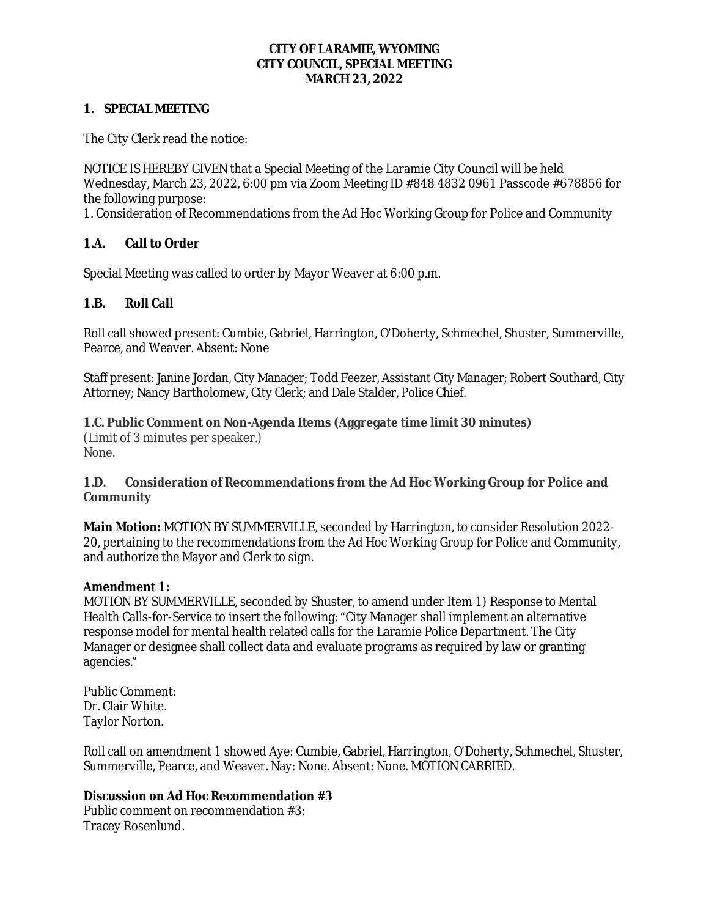**CITY OF LARAMIE, WYOMING**
**CITY COUNCIL, SPECIAL MEETING**
**MARCH 23, 2022**

## 1. SPECIAL MEETING

The City Clerk read the notice:

NOTICE IS HEREBY GIVEN that a Special Meeting of the Laramie City Council will be held Wednesday, March 23, 2022, 6:00 pm via Zoom Meeting ID #848 4832 0961 Passcode #678856 for the following purpose:
1. Consideration of Recommendations from the Ad Hoc Working Group for Police and Community

### 1.A. Call to Order

Special Meeting was called to order by Mayor Weaver at 6:00 p.m.

### 1.B. Roll Call

Roll call showed present: Cumbie, Gabriel, Harrington, O'Doherty, Schmechel, Shuster, Summerville, Pearce, and Weaver. Absent: None

Staff present: Janine Jordan, City Manager; Todd Feezer, Assistant City Manager; Robert Southard, City Attorney; Nancy Bartholomew, City Clerk; and Dale Stalder, Police Chief.

### 1.C. Public Comment on Non-Agenda Items (Aggregate time limit 30 minutes)

(Limit of 3 minutes per speaker.)
None.

### 1.D. Consideration of Recommendations from the Ad Hoc Working Group for Police and Community

**Main Motion:** MOTION BY SUMMERVILLE, seconded by Harrington, to consider Resolution 2022-20, pertaining to the recommendations from the Ad Hoc Working Group for Police and Community, and authorize the Mayor and Clerk to sign.

**Amendment 1:**
MOTION BY SUMMERVILLE, seconded by Shuster, to amend under Item 1) Response to Mental Health Calls-for-Service to insert the following: "City Manager shall implement an alternative response model for mental health related calls for the Laramie Police Department. The City Manager or designee shall collect data and evaluate programs as required by law or granting agencies."

Public Comment:
Dr. Clair White.
Taylor Norton.

Roll call on amendment 1 showed Aye: Cumbie, Gabriel, Harrington, O'Doherty, Schmechel, Shuster, Summerville, Pearce, and Weaver. Nay: None. Absent: None. MOTION CARRIED.

**Discussion on Ad Hoc Recommendation #3**
Public comment on recommendation #3:
Tracey Rosenlund.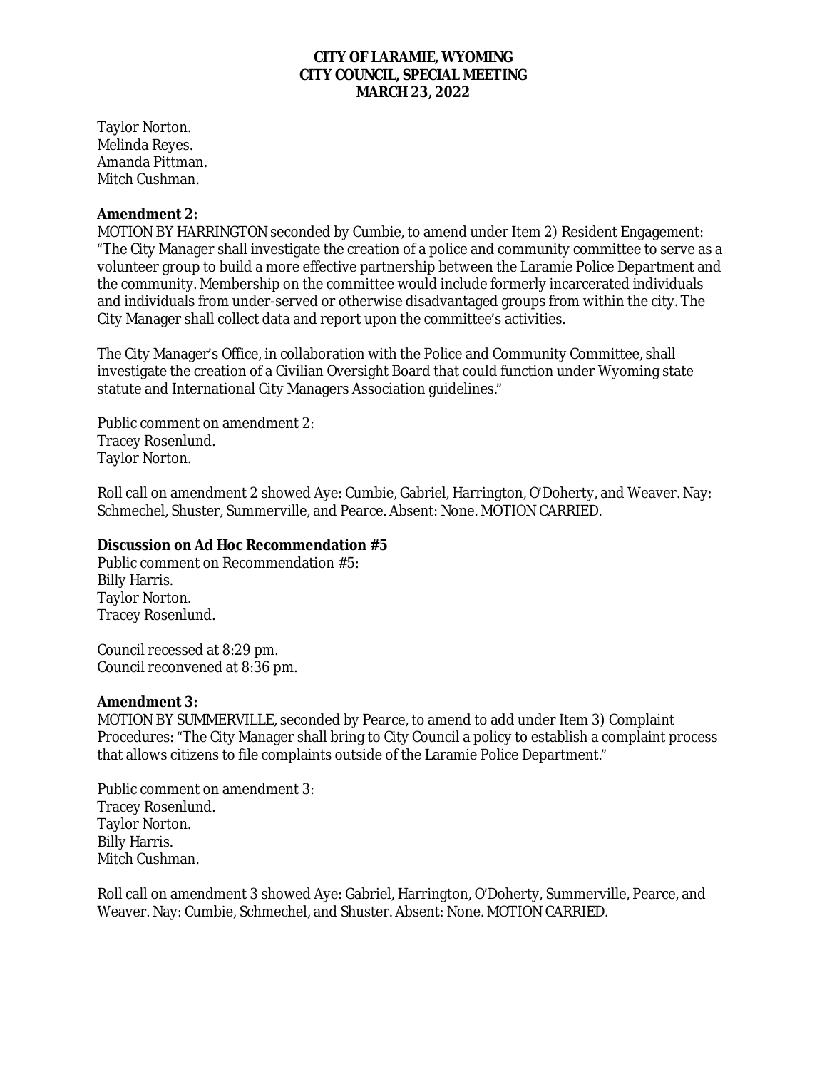Taylor Norton.
Melinda Reyes.
Amanda Pittman.
Mitch Cushman.

**Amendment 2:**
MOTION BY HARRINGTON seconded by Cumbie, to amend under Item 2) Resident Engagement: "The City Manager shall investigate the creation of a police and community committee to serve as a volunteer group to build a more effective partnership between the Laramie Police Department and the community. Membership on the committee would include formerly incarcerated individuals and individuals from under-served or otherwise disadvantaged groups from within the city. The City Manager shall collect data and report upon the committee's activities.

The City Manager's Office, in collaboration with the Police and Community Committee, shall investigate the creation of a Civilian Oversight Board that could function under Wyoming state statute and International City Managers Association guidelines."

Public comment on amendment 2:
Tracey Rosenlund.
Taylor Norton.

Roll call on amendment 2 showed Aye: Cumbie, Gabriel, Harrington, O'Doherty, and Weaver. Nay: Schmechel, Shuster, Summerville, and Pearce. Absent: None. MOTION CARRIED.

**Discussion on Ad Hoc Recommendation #5**
Public comment on Recommendation #5:
Billy Harris.
Taylor Norton.
Tracey Rosenlund.

Council recessed at 8:29 pm.
Council reconvened at 8:36 pm.

**Amendment 3:**
MOTION BY SUMMERVILLE, seconded by Pearce, to amend to add under Item 3) Complaint Procedures: "The City Manager shall bring to City Council a policy to establish a complaint process that allows citizens to file complaints outside of the Laramie Police Department."

Public comment on amendment 3:
Tracey Rosenlund.
Taylor Norton.
Billy Harris.
Mitch Cushman.

Roll call on amendment 3 showed Aye: Gabriel, Harrington, O'Doherty, Summerville, Pearce, and Weaver. Nay: Cumbie, Schmechel, and Shuster. Absent: None. MOTION CARRIED.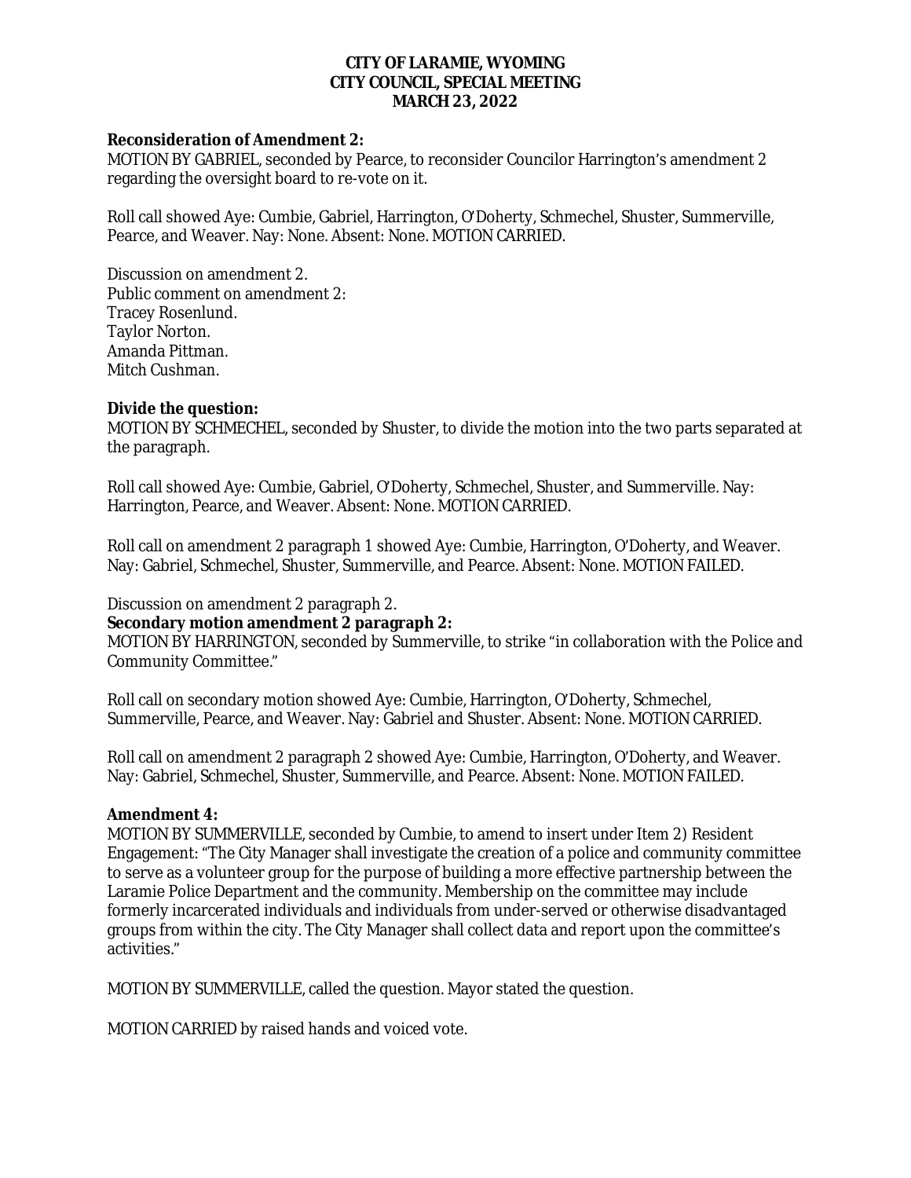**CITY OF LARAMIE, WYOMING**
**CITY COUNCIL, SPECIAL MEETING**
**MARCH 23, 2022**

**Reconsideration of Amendment 2:**
MOTION BY GABRIEL, seconded by Pearce, to reconsider Councilor Harrington's amendment 2 regarding the oversight board to re-vote on it.

Roll call showed Aye: Cumbie, Gabriel, Harrington, O'Doherty, Schmechel, Shuster, Summerville, Pearce, and Weaver. Nay: None. Absent: None. MOTION CARRIED.

Discussion on amendment 2.
Public comment on amendment 2:
Tracey Rosenlund.
Taylor Norton.
Amanda Pittman.
Mitch Cushman.

**Divide the question:**
MOTION BY SCHMECHEL, seconded by Shuster, to divide the motion into the two parts separated at the paragraph.

Roll call showed Aye: Cumbie, Gabriel, O'Doherty, Schmechel, Shuster, and Summerville. Nay: Harrington, Pearce, and Weaver. Absent: None. MOTION CARRIED.

Roll call on amendment 2 paragraph 1 showed Aye: Cumbie, Harrington, O'Doherty, and Weaver. Nay: Gabriel, Schmechel, Shuster, Summerville, and Pearce. Absent: None. MOTION FAILED.

Discussion on amendment 2 paragraph 2.
**Secondary motion amendment 2 paragraph 2:**
MOTION BY HARRINGTON, seconded by Summerville, to strike "in collaboration with the Police and Community Committee."

Roll call on secondary motion showed Aye: Cumbie, Harrington, O'Doherty, Schmechel, Summerville, Pearce, and Weaver. Nay: Gabriel and Shuster. Absent: None. MOTION CARRIED.

Roll call on amendment 2 paragraph 2 showed Aye: Cumbie, Harrington, O'Doherty, and Weaver. Nay: Gabriel, Schmechel, Shuster, Summerville, and Pearce. Absent: None. MOTION FAILED.

**Amendment 4:**
MOTION BY SUMMERVILLE, seconded by Cumbie, to amend to insert under Item 2) Resident Engagement: "The City Manager shall investigate the creation of a police and community committee to serve as a volunteer group for the purpose of building a more effective partnership between the Laramie Police Department and the community. Membership on the committee may include formerly incarcerated individuals and individuals from under-served or otherwise disadvantaged groups from within the city. The City Manager shall collect data and report upon the committee's activities."

MOTION BY SUMMERVILLE, called the question. Mayor stated the question.

MOTION CARRIED by raised hands and voiced vote.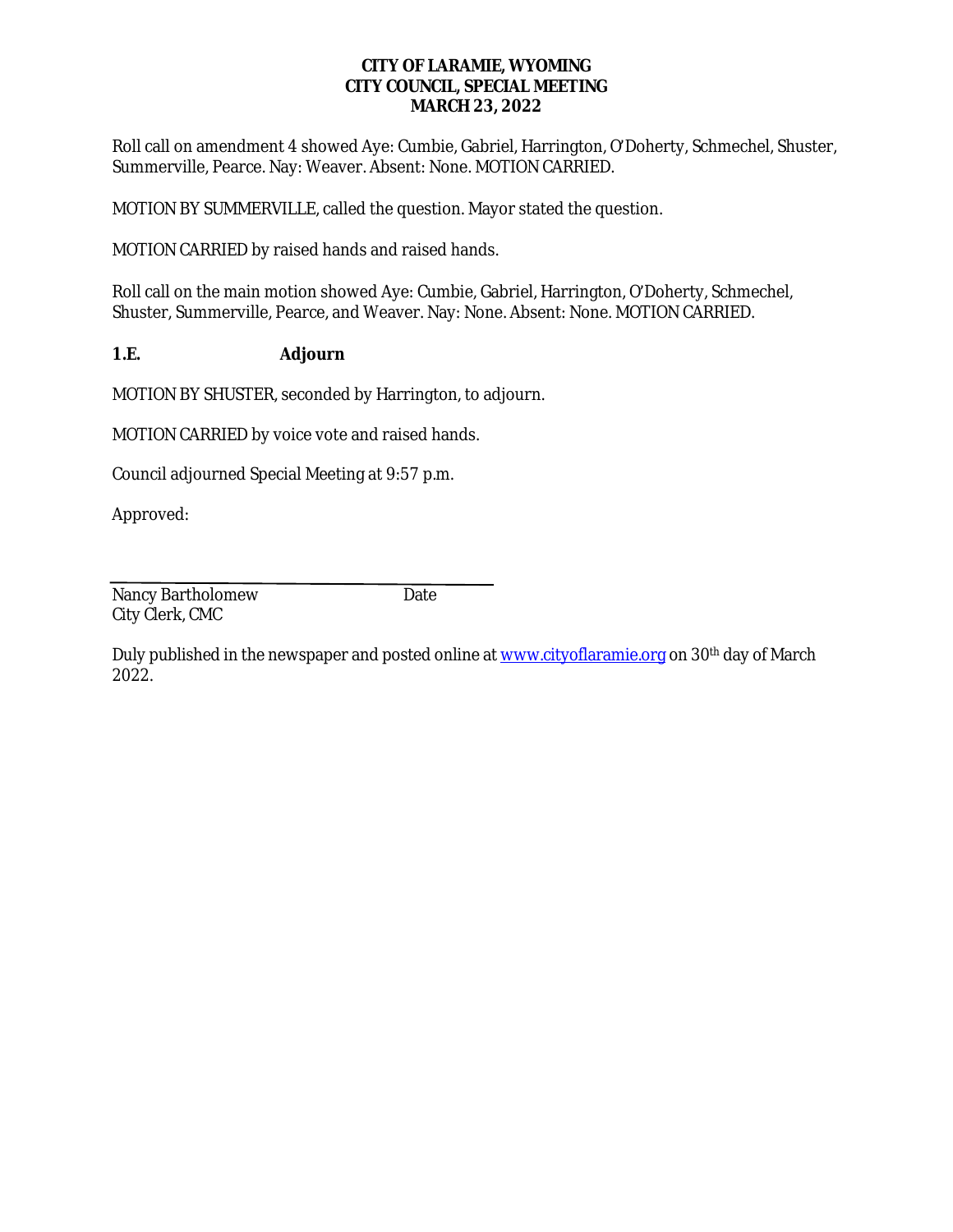**CITY OF LARAMIE, WYOMING**
**CITY COUNCIL, SPECIAL MEETING**
**MARCH 23, 2022**

Roll call on amendment 4 showed Aye: Cumbie, Gabriel, Harrington, O'Doherty, Schmechel, Shuster, Summerville, Pearce. Nay: Weaver. Absent: None. MOTION CARRIED.

MOTION BY SUMMERVILLE, called the question. Mayor stated the question.

MOTION CARRIED by raised hands and raised hands.

Roll call on the main motion showed Aye: Cumbie, Gabriel, Harrington, O'Doherty, Schmechel, Shuster, Summerville, Pearce, and Weaver. Nay: None. Absent: None. MOTION CARRIED.

**1.E. Adjourn**

MOTION BY SHUSTER, seconded by Harrington, to adjourn.

MOTION CARRIED by voice vote and raised hands.

Council adjourned Special Meeting at 9:57 p.m.

Approved:

Nancy Bartholomew Date
City Clerk, CMC

Duly published in the newspaper and posted online at www.cityoflaramie.org on 30th day of March 2022.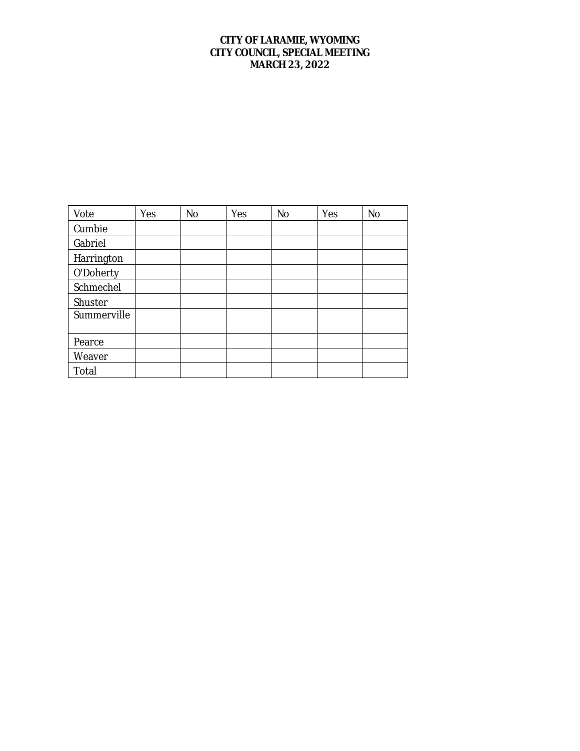**CITY OF LARAMIE, WYOMING**
**CITY COUNCIL, SPECIAL MEETING**
**MARCH 23, 2022**

| Vote | Yes | No | Yes | No | Yes | No |
|---|---|---|---|---|---|---|
| Cumbie | | | | | | |
| Gabriel | | | | | | |
| Harrington | | | | | | |
| O'Doherty | | | | | | |
| Schmechel | | | | | | |
| Shuster | | | | | | |
| Summerville | | | | | | |
| Pearce | | | | | | |
| Weaver | | | | | | |
| Total | | | | | | |